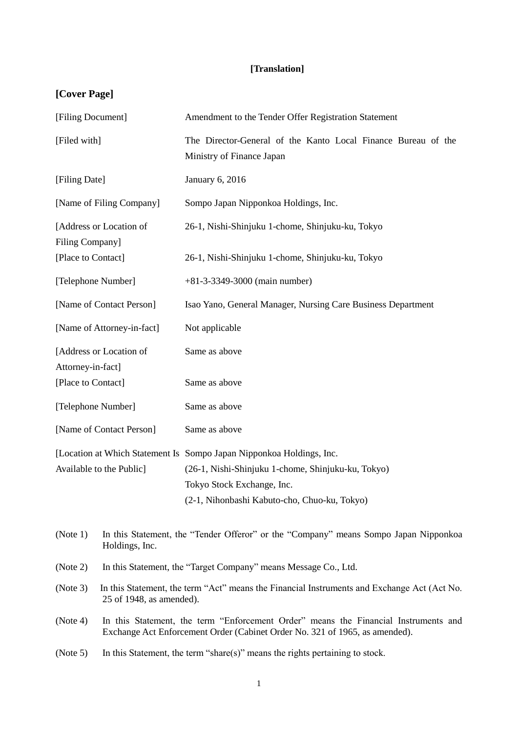**[Translation]**

## [Cover Page]

| | |
|---|---|
| [Filing Document] | Amendment to the Tender Offer Registration Statement |
| [Filed with] | The Director-General of the Kanto Local Finance Bureau of the Ministry of Finance Japan |
| [Filing Date] | January 6, 2016 |
| [Name of Filing Company] | Sompo Japan Nipponkoa Holdings, Inc. |
| [Address or Location of Filing Company] | 26-1, Nishi-Shinjuku 1-chome, Shinjuku-ku, Tokyo |
| [Place to Contact] | 26-1, Nishi-Shinjuku 1-chome, Shinjuku-ku, Tokyo |
| [Telephone Number] | +81-3-3349-3000 (main number) |
| [Name of Contact Person] | Isao Yano, General Manager, Nursing Care Business Department |
| [Name of Attorney-in-fact] | Not applicable |
| [Address or Location of Attorney-in-fact] | Same as above |
| [Place to Contact] | Same as above |
| [Telephone Number] | Same as above |
| [Name of Contact Person] | Same as above |
| [Location at Which Statement Is Available to the Public] | Sompo Japan Nipponkoa Holdings, Inc. (26-1, Nishi-Shinjuku 1-chome, Shinjuku-ku, Tokyo) Tokyo Stock Exchange, Inc. (2-1, Nihonbashi Kabuto-cho, Chuo-ku, Tokyo) |

(Note 1) In this Statement, the "Tender Offeror" or the "Company" means Sompo Japan Nipponkoa Holdings, Inc.

(Note 2) In this Statement, the "Target Company" means Message Co., Ltd.

(Note 3) In this Statement, the term "Act" means the Financial Instruments and Exchange Act (Act No. 25 of 1948, as amended).

(Note 4) In this Statement, the term "Enforcement Order" means the Financial Instruments and Exchange Act Enforcement Order (Cabinet Order No. 321 of 1965, as amended).

(Note 5) In this Statement, the term "share(s)" means the rights pertaining to stock.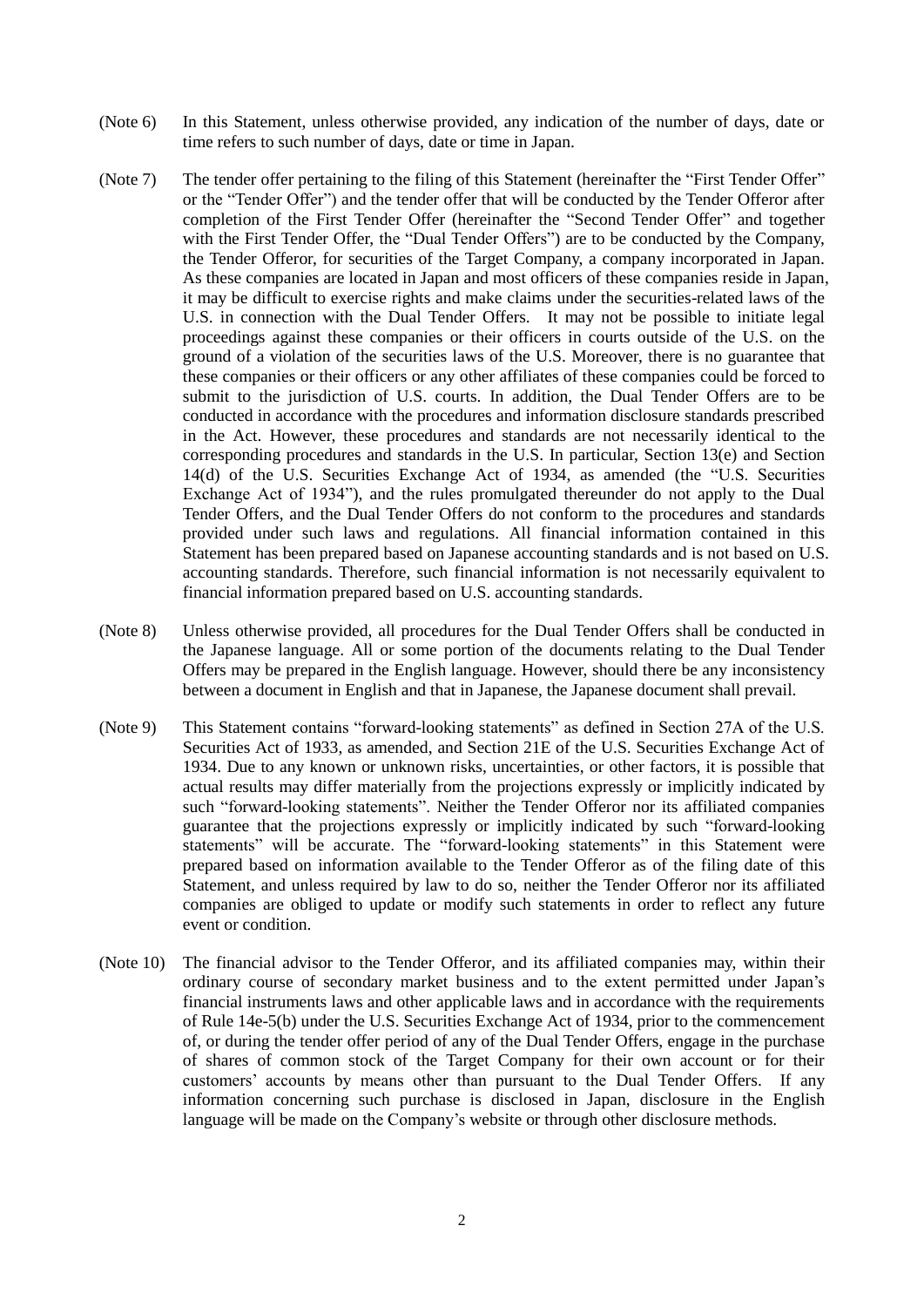(Note 6) In this Statement, unless otherwise provided, any indication of the number of days, date or time refers to such number of days, date or time in Japan.

(Note 7) The tender offer pertaining to the filing of this Statement (hereinafter the "First Tender Offer" or the "Tender Offer") and the tender offer that will be conducted by the Tender Offeror after completion of the First Tender Offer (hereinafter the "Second Tender Offer" and together with the First Tender Offer, the "Dual Tender Offers") are to be conducted by the Company, the Tender Offeror, for securities of the Target Company, a company incorporated in Japan. As these companies are located in Japan and most officers of these companies reside in Japan, it may be difficult to exercise rights and make claims under the securities-related laws of the U.S. in connection with the Dual Tender Offers. It may not be possible to initiate legal proceedings against these companies or their officers in courts outside of the U.S. on the ground of a violation of the securities laws of the U.S. Moreover, there is no guarantee that these companies or their officers or any other affiliates of these companies could be forced to submit to the jurisdiction of U.S. courts. In addition, the Dual Tender Offers are to be conducted in accordance with the procedures and information disclosure standards prescribed in the Act. However, these procedures and standards are not necessarily identical to the corresponding procedures and standards in the U.S. In particular, Section 13(e) and Section 14(d) of the U.S. Securities Exchange Act of 1934, as amended (the "U.S. Securities Exchange Act of 1934"), and the rules promulgated thereunder do not apply to the Dual Tender Offers, and the Dual Tender Offers do not conform to the procedures and standards provided under such laws and regulations. All financial information contained in this Statement has been prepared based on Japanese accounting standards and is not based on U.S. accounting standards. Therefore, such financial information is not necessarily equivalent to financial information prepared based on U.S. accounting standards.

(Note 8) Unless otherwise provided, all procedures for the Dual Tender Offers shall be conducted in the Japanese language. All or some portion of the documents relating to the Dual Tender Offers may be prepared in the English language. However, should there be any inconsistency between a document in English and that in Japanese, the Japanese document shall prevail.

(Note 9) This Statement contains "forward-looking statements" as defined in Section 27A of the U.S. Securities Act of 1933, as amended, and Section 21E of the U.S. Securities Exchange Act of 1934. Due to any known or unknown risks, uncertainties, or other factors, it is possible that actual results may differ materially from the projections expressly or implicitly indicated by such "forward-looking statements". Neither the Tender Offeror nor its affiliated companies guarantee that the projections expressly or implicitly indicated by such "forward-looking statements" will be accurate. The "forward-looking statements" in this Statement were prepared based on information available to the Tender Offeror as of the filing date of this Statement, and unless required by law to do so, neither the Tender Offeror nor its affiliated companies are obliged to update or modify such statements in order to reflect any future event or condition.

(Note 10) The financial advisor to the Tender Offeror, and its affiliated companies may, within their ordinary course of secondary market business and to the extent permitted under Japan's financial instruments laws and other applicable laws and in accordance with the requirements of Rule 14e-5(b) under the U.S. Securities Exchange Act of 1934, prior to the commencement of, or during the tender offer period of any of the Dual Tender Offers, engage in the purchase of shares of common stock of the Target Company for their own account or for their customers' accounts by means other than pursuant to the Dual Tender Offers. If any information concerning such purchase is disclosed in Japan, disclosure in the English language will be made on the Company's website or through other disclosure methods.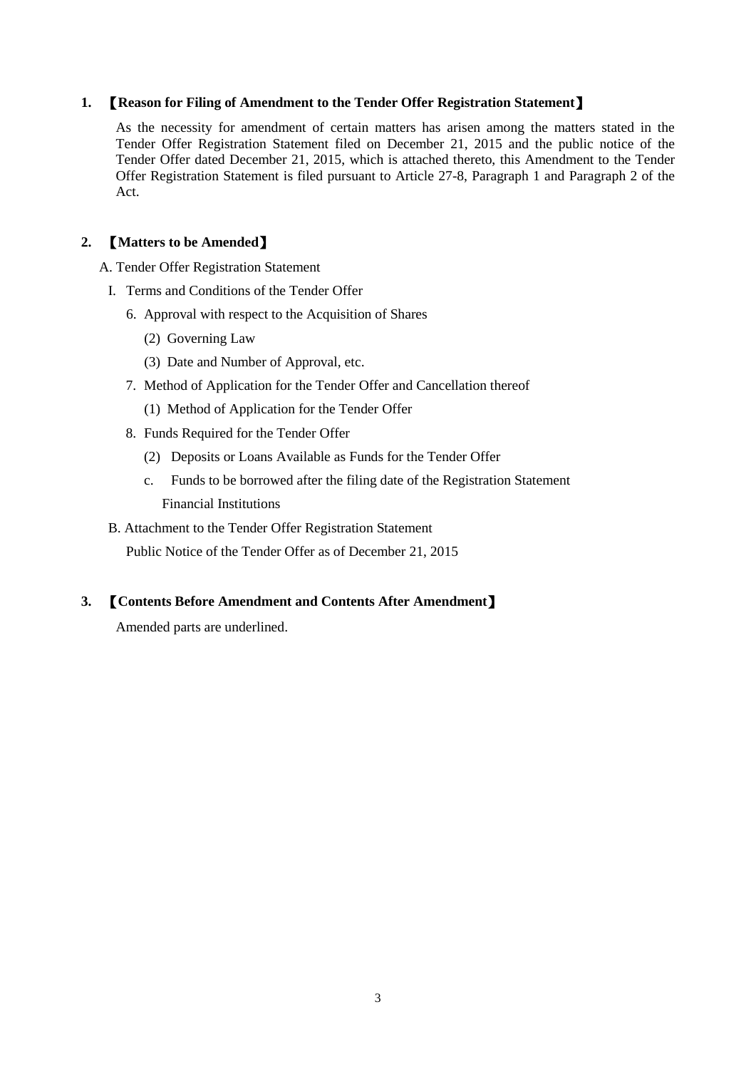## 1. 【Reason for Filing of Amendment to the Tender Offer Registration Statement】

As the necessity for amendment of certain matters has arisen among the matters stated in the Tender Offer Registration Statement filed on December 21, 2015 and the public notice of the Tender Offer dated December 21, 2015, which is attached thereto, this Amendment to the Tender Offer Registration Statement is filed pursuant to Article 27-8, Paragraph 1 and Paragraph 2 of the Act.

## 2. 【Matters to be Amended】

A. Tender Offer Registration Statement

- I. Terms and Conditions of the Tender Offer
  - 6. Approval with respect to the Acquisition of Shares
    - (2) Governing Law
    - (3) Date and Number of Approval, etc.
  - 7. Method of Application for the Tender Offer and Cancellation thereof
    - (1) Method of Application for the Tender Offer
  - 8. Funds Required for the Tender Offer
    - (2) Deposits or Loans Available as Funds for the Tender Offer
    - c. Funds to be borrowed after the filing date of the Registration Statement

      Financial Institutions

B. Attachment to the Tender Offer Registration Statement

Public Notice of the Tender Offer as of December 21, 2015

## 3. 【Contents Before Amendment and Contents After Amendment】

Amended parts are underlined.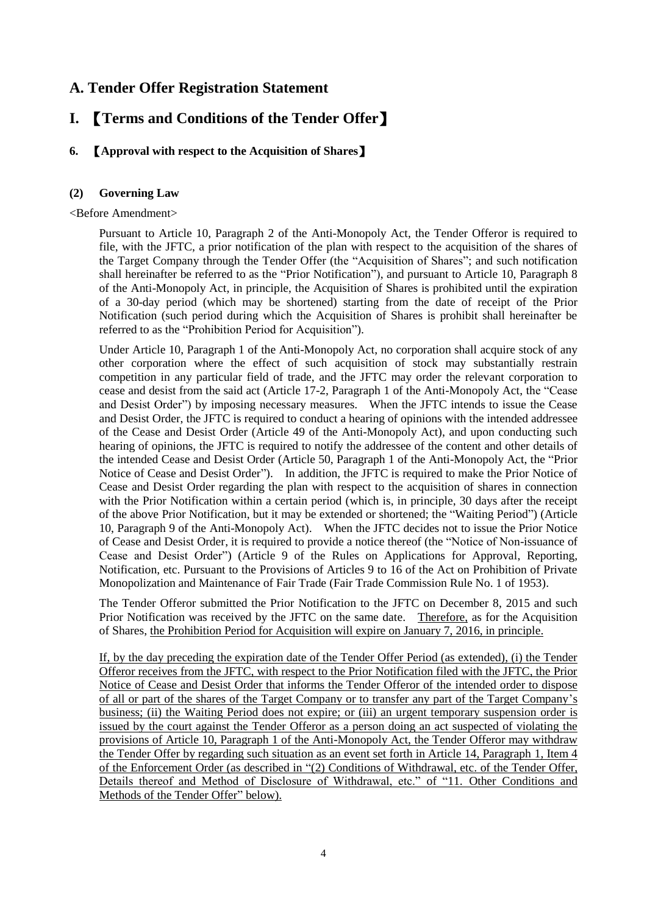# A. Tender Offer Registration Statement

# I. 【Terms and Conditions of the Tender Offer】

### 6. 【Approval with respect to the Acquisition of Shares】

#### (2) Governing Law

<Before Amendment>

Pursuant to Article 10, Paragraph 2 of the Anti-Monopoly Act, the Tender Offeror is required to file, with the JFTC, a prior notification of the plan with respect to the acquisition of the shares of the Target Company through the Tender Offer (the "Acquisition of Shares"; and such notification shall hereinafter be referred to as the "Prior Notification"), and pursuant to Article 10, Paragraph 8 of the Anti-Monopoly Act, in principle, the Acquisition of Shares is prohibited until the expiration of a 30-day period (which may be shortened) starting from the date of receipt of the Prior Notification (such period during which the Acquisition of Shares is prohibit shall hereinafter be referred to as the "Prohibition Period for Acquisition").

Under Article 10, Paragraph 1 of the Anti-Monopoly Act, no corporation shall acquire stock of any other corporation where the effect of such acquisition of stock may substantially restrain competition in any particular field of trade, and the JFTC may order the relevant corporation to cease and desist from the said act (Article 17-2, Paragraph 1 of the Anti-Monopoly Act, the "Cease and Desist Order") by imposing necessary measures. When the JFTC intends to issue the Cease and Desist Order, the JFTC is required to conduct a hearing of opinions with the intended addressee of the Cease and Desist Order (Article 49 of the Anti-Monopoly Act), and upon conducting such hearing of opinions, the JFTC is required to notify the addressee of the content and other details of the intended Cease and Desist Order (Article 50, Paragraph 1 of the Anti-Monopoly Act, the "Prior Notice of Cease and Desist Order"). In addition, the JFTC is required to make the Prior Notice of Cease and Desist Order regarding the plan with respect to the acquisition of shares in connection with the Prior Notification within a certain period (which is, in principle, 30 days after the receipt of the above Prior Notification, but it may be extended or shortened; the "Waiting Period") (Article 10, Paragraph 9 of the Anti-Monopoly Act). When the JFTC decides not to issue the Prior Notice of Cease and Desist Order, it is required to provide a notice thereof (the "Notice of Non-issuance of Cease and Desist Order") (Article 9 of the Rules on Applications for Approval, Reporting, Notification, etc. Pursuant to the Provisions of Articles 9 to 16 of the Act on Prohibition of Private Monopolization and Maintenance of Fair Trade (Fair Trade Commission Rule No. 1 of 1953).

The Tender Offeror submitted the Prior Notification to the JFTC on December 8, 2015 and such Prior Notification was received by the JFTC on the same date. <u>Therefore,</u> as for the Acquisition of Shares, <u>the Prohibition Period for Acquisition will expire on January 7, 2016, in principle.</u>

<u>If, by the day preceding the expiration date of the Tender Offer Period (as extended), (i) the Tender Offeror receives from the JFTC, with respect to the Prior Notification filed with the JFTC, the Prior Notice of Cease and Desist Order that informs the Tender Offeror of the intended order to dispose of all or part of the shares of the Target Company or to transfer any part of the Target Company's business; (ii) the Waiting Period does not expire; or (iii) an urgent temporary suspension order is issued by the court against the Tender Offeror as a person doing an act suspected of violating the provisions of Article 10, Paragraph 1 of the Anti-Monopoly Act, the Tender Offeror may withdraw the Tender Offer by regarding such situation as an event set forth in Article 14, Paragraph 1, Item 4 of the Enforcement Order (as described in "(2) Conditions of Withdrawal, etc. of the Tender Offer, Details thereof and Method of Disclosure of Withdrawal, etc." of "11. Other Conditions and Methods of the Tender Offer" below).</u>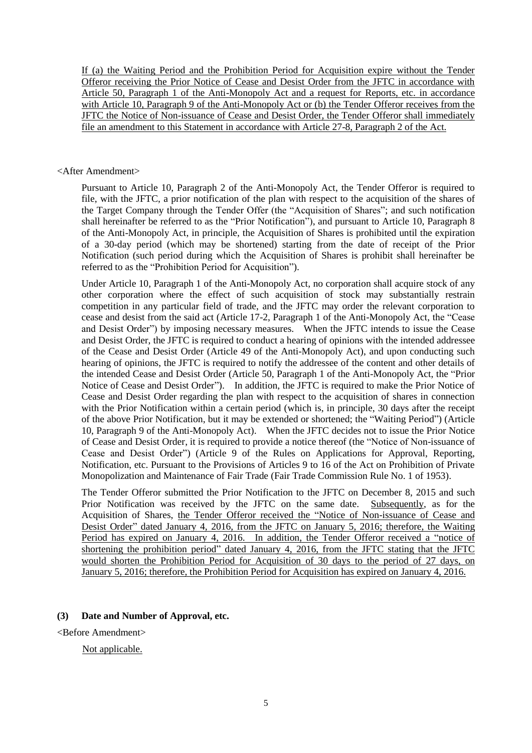If (a) the Waiting Period and the Prohibition Period for Acquisition expire without the Tender Offeror receiving the Prior Notice of Cease and Desist Order from the JFTC in accordance with Article 50, Paragraph 1 of the Anti-Monopoly Act and a request for Reports, etc. in accordance with Article 10, Paragraph 9 of the Anti-Monopoly Act or (b) the Tender Offeror receives from the JFTC the Notice of Non-issuance of Cease and Desist Order, the Tender Offeror shall immediately file an amendment to this Statement in accordance with Article 27-8, Paragraph 2 of the Act.

<After Amendment>

Pursuant to Article 10, Paragraph 2 of the Anti-Monopoly Act, the Tender Offeror is required to file, with the JFTC, a prior notification of the plan with respect to the acquisition of the shares of the Target Company through the Tender Offer (the "Acquisition of Shares"; and such notification shall hereinafter be referred to as the "Prior Notification"), and pursuant to Article 10, Paragraph 8 of the Anti-Monopoly Act, in principle, the Acquisition of Shares is prohibited until the expiration of a 30-day period (which may be shortened) starting from the date of receipt of the Prior Notification (such period during which the Acquisition of Shares is prohibit shall hereinafter be referred to as the "Prohibition Period for Acquisition").

Under Article 10, Paragraph 1 of the Anti-Monopoly Act, no corporation shall acquire stock of any other corporation where the effect of such acquisition of stock may substantially restrain competition in any particular field of trade, and the JFTC may order the relevant corporation to cease and desist from the said act (Article 17-2, Paragraph 1 of the Anti-Monopoly Act, the "Cease and Desist Order") by imposing necessary measures. When the JFTC intends to issue the Cease and Desist Order, the JFTC is required to conduct a hearing of opinions with the intended addressee of the Cease and Desist Order (Article 49 of the Anti-Monopoly Act), and upon conducting such hearing of opinions, the JFTC is required to notify the addressee of the content and other details of the intended Cease and Desist Order (Article 50, Paragraph 1 of the Anti-Monopoly Act, the "Prior Notice of Cease and Desist Order"). In addition, the JFTC is required to make the Prior Notice of Cease and Desist Order regarding the plan with respect to the acquisition of shares in connection with the Prior Notification within a certain period (which is, in principle, 30 days after the receipt of the above Prior Notification, but it may be extended or shortened; the "Waiting Period") (Article 10, Paragraph 9 of the Anti-Monopoly Act). When the JFTC decides not to issue the Prior Notice of Cease and Desist Order, it is required to provide a notice thereof (the "Notice of Non-issuance of Cease and Desist Order") (Article 9 of the Rules on Applications for Approval, Reporting, Notification, etc. Pursuant to the Provisions of Articles 9 to 16 of the Act on Prohibition of Private Monopolization and Maintenance of Fair Trade (Fair Trade Commission Rule No. 1 of 1953).

The Tender Offeror submitted the Prior Notification to the JFTC on December 8, 2015 and such Prior Notification was received by the JFTC on the same date. Subsequently, as for the Acquisition of Shares, the Tender Offeror received the "Notice of Non-issuance of Cease and Desist Order" dated January 4, 2016, from the JFTC on January 5, 2016; therefore, the Waiting Period has expired on January 4, 2016. In addition, the Tender Offeror received a "notice of shortening the prohibition period" dated January 4, 2016, from the JFTC stating that the JFTC would shorten the Prohibition Period for Acquisition of 30 days to the period of 27 days, on January 5, 2016; therefore, the Prohibition Period for Acquisition has expired on January 4, 2016.

### (3) Date and Number of Approval, etc.

<Before Amendment>

Not applicable.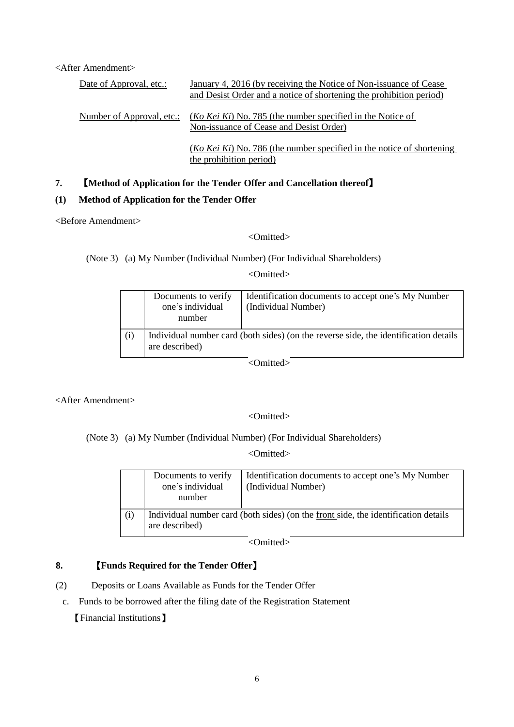<After Amendment>

| | |
|---|---|
| Date of Approval, etc.: | January 4, 2016 (by receiving the Notice of Non-issuance of Cease and Desist Order and a notice of shortening the prohibition period) |
| Number of Approval, etc.: | (*Ko Kei Ki*) No. 785 (the number specified in the Notice of Non-issuance of Cease and Desist Order)<br><br>(*Ko Kei Ki*) No. 786 (the number specified in the notice of shortening the prohibition period) |

## 7. 【Method of Application for the Tender Offer and Cancellation thereof】

### (1) Method of Application for the Tender Offer

<Before Amendment>

<Omitted>

(Note 3) (a) My Number (Individual Number) (For Individual Shareholders)

<Omitted>

| | Documents to verify one's individual number | Identification documents to accept one's My Number (Individual Number) |
|---|---|---|
| (i) | Individual number card (both sides) (on the reverse side, the identification details are described) | |

<Omitted>

<After Amendment>

<Omitted>

(Note 3) (a) My Number (Individual Number) (For Individual Shareholders)

<Omitted>

| | Documents to verify one's individual number | Identification documents to accept one's My Number (Individual Number) |
|---|---|---|
| (i) | Individual number card (both sides) (on the front side, the identification details are described) | |

<Omitted>

## 8. 【Funds Required for the Tender Offer】

(2) Deposits or Loans Available as Funds for the Tender Offer

c. Funds to be borrowed after the filing date of the Registration Statement

【Financial Institutions】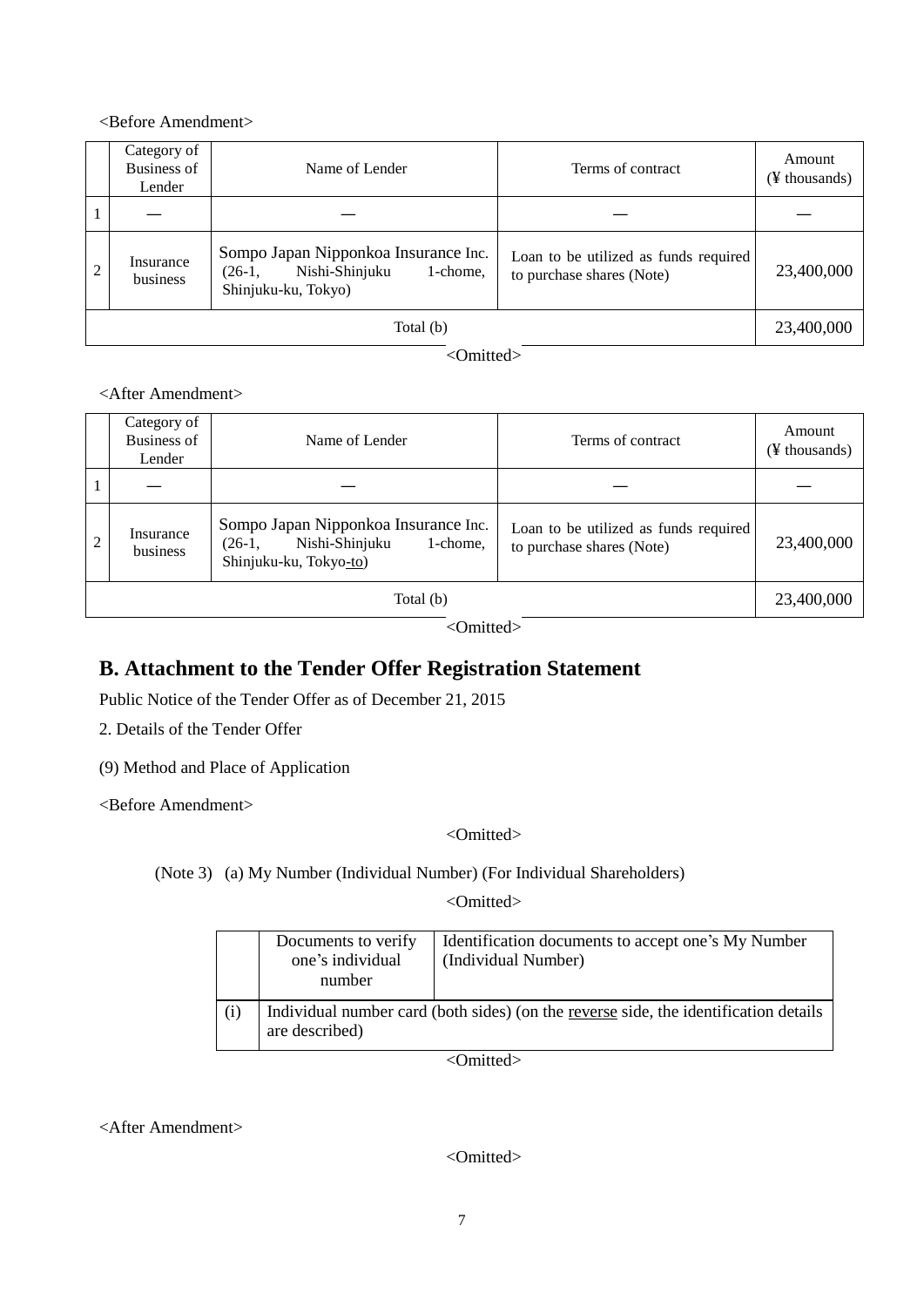<Before Amendment>

| | Category of Business of Lender | Name of Lender | Terms of contract | Amount (¥ thousands) |
|---|---|---|---|---|
| 1 | — | — | — | — |
| 2 | Insurance business | Sompo Japan Nipponkoa Insurance Inc. (26-1, Nishi-Shinjuku 1-chome, Shinjuku-ku, Tokyo) | Loan to be utilized as funds required to purchase shares (Note) | 23,400,000 |
| Total (b) | | | | 23,400,000 |

<Omitted>

<After Amendment>

| | Category of Business of Lender | Name of Lender | Terms of contract | Amount (¥ thousands) |
|---|---|---|---|---|
| 1 | — | — | — | — |
| 2 | Insurance business | Sompo Japan Nipponkoa Insurance Inc. (26-1, Nishi-Shinjuku 1-chome, Shinjuku-ku, Tokyo-to) | Loan to be utilized as funds required to purchase shares (Note) | 23,400,000 |
| Total (b) | | | | 23,400,000 |

<Omitted>

## B. Attachment to the Tender Offer Registration Statement

Public Notice of the Tender Offer as of December 21, 2015

2. Details of the Tender Offer

(9) Method and Place of Application

<Before Amendment>

<Omitted>

(Note 3) (a) My Number (Individual Number) (For Individual Shareholders)

<Omitted>

| | Documents to verify one's individual number | Identification documents to accept one's My Number (Individual Number) |
|---|---|---|
| (i) | Individual number card (both sides) (on the reverse side, the identification details are described) | |

<Omitted>

<After Amendment>

<Omitted>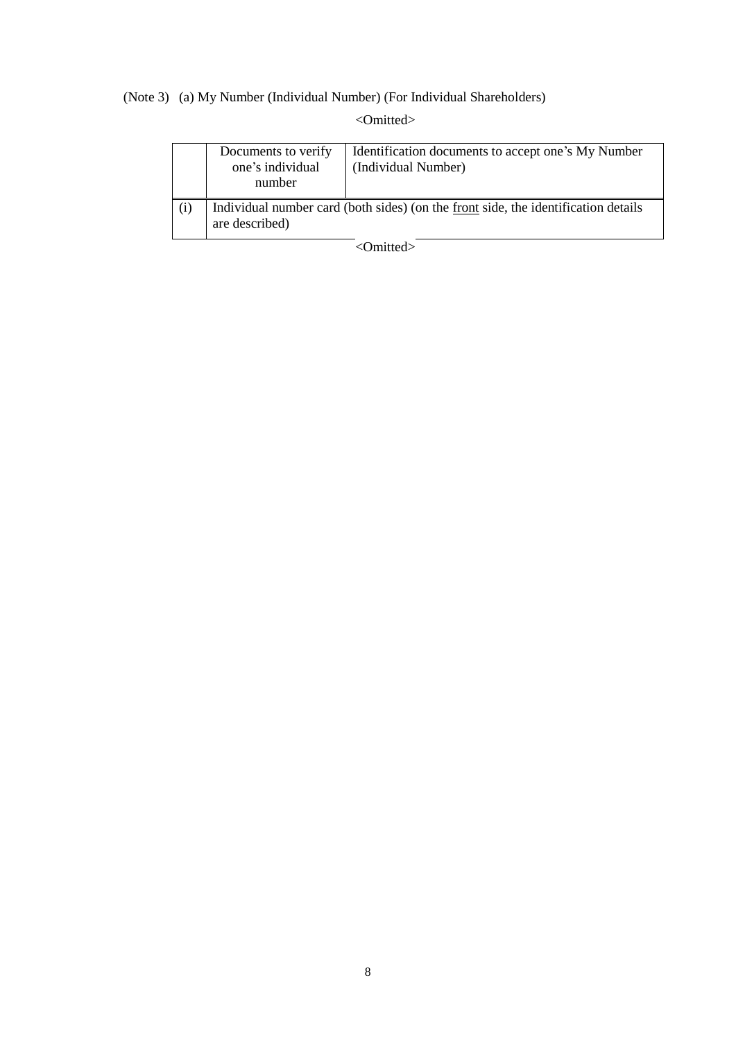(Note 3) (a) My Number (Individual Number) (For Individual Shareholders)

<Omitted>

| | Documents to verify one's individual number | Identification documents to accept one's My Number (Individual Number) |
|---|---|---|
| (i) | Individual number card (both sides) (on the front side, the identification details are described) | |

<Omitted>